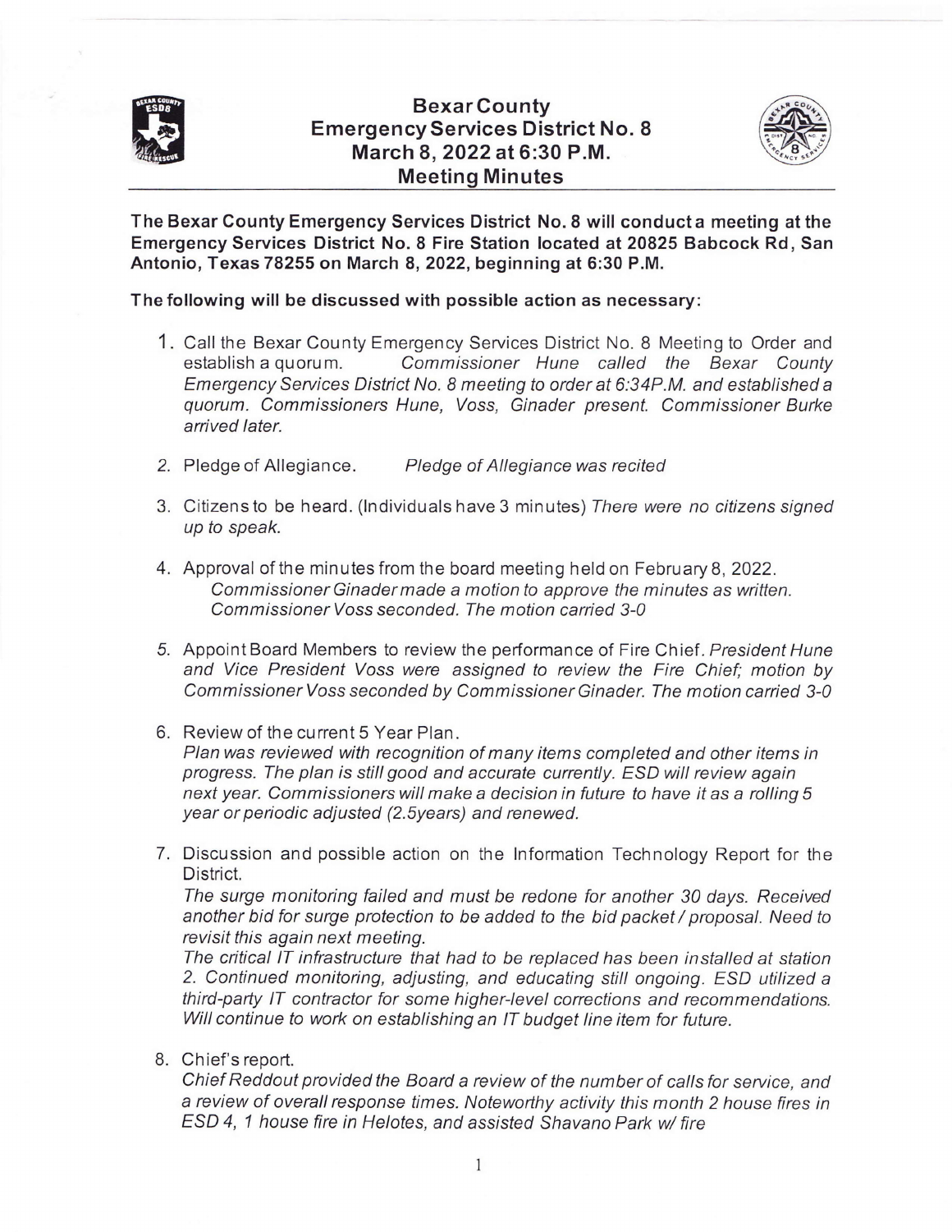# Bexar County Emergency Services District No. 8
## March 8, 2022 at 6:30 P.M.
## Meeting Minutes

**The Bexar County Emergency Services District No. 8 will conduct a meeting at the Emergency Services District No. 8 Fire Station located at 20825 Babcock Rd, San Antonio, Texas 78255 on March 8, 2022, beginning at 6:30 P.M.**

**The following will be discussed with possible action as necessary:**

1. Call the Bexar County Emergency Services District No. 8 Meeting to Order and establish a quorum. *Commissioner Hune called the Bexar County Emergency Services District No. 8 meeting to order at 6:34P.M. and established a quorum. Commissioners Hune, Voss, Ginader present. Commissioner Burke arrived later.*

2. Pledge of Allegiance. *Pledge of Allegiance was recited*

3. Citizens to be heard. (Individuals have 3 minutes) *There were no citizens signed up to speak.*

4. Approval of the minutes from the board meeting held on February 8, 2022.
   *Commissioner Ginader made a motion to approve the minutes as written. Commissioner Voss seconded. The motion carried 3-0*

5. Appoint Board Members to review the performance of Fire Chief. *President Hune and Vice President Voss were assigned to review the Fire Chief; motion by Commissioner Voss seconded by Commissioner Ginader. The motion carried 3-0*

6. Review of the current 5 Year Plan.
   *Plan was reviewed with recognition of many items completed and other items in progress. The plan is still good and accurate currently. ESD will review again next year. Commissioners will make a decision in future to have it as a rolling 5 year or periodic adjusted (2.5years) and renewed.*

7. Discussion and possible action on the Information Technology Report for the District.
   *The surge monitoring failed and must be redone for another 30 days. Received another bid for surge protection to be added to the bid packet / proposal. Need to revisit this again next meeting.*
   *The critical IT infrastructure that had to be replaced has been installed at station 2. Continued monitoring, adjusting, and educating still ongoing. ESD utilized a third-party IT contractor for some higher-level corrections and recommendations. Will continue to work on establishing an IT budget line item for future.*

8. Chief's report.
   *Chief Reddout provided the Board a review of the number of calls for service, and a review of overall response times. Noteworthy activity this month 2 house fires in ESD 4, 1 house fire in Helotes, and assisted Shavano Park w/ fire*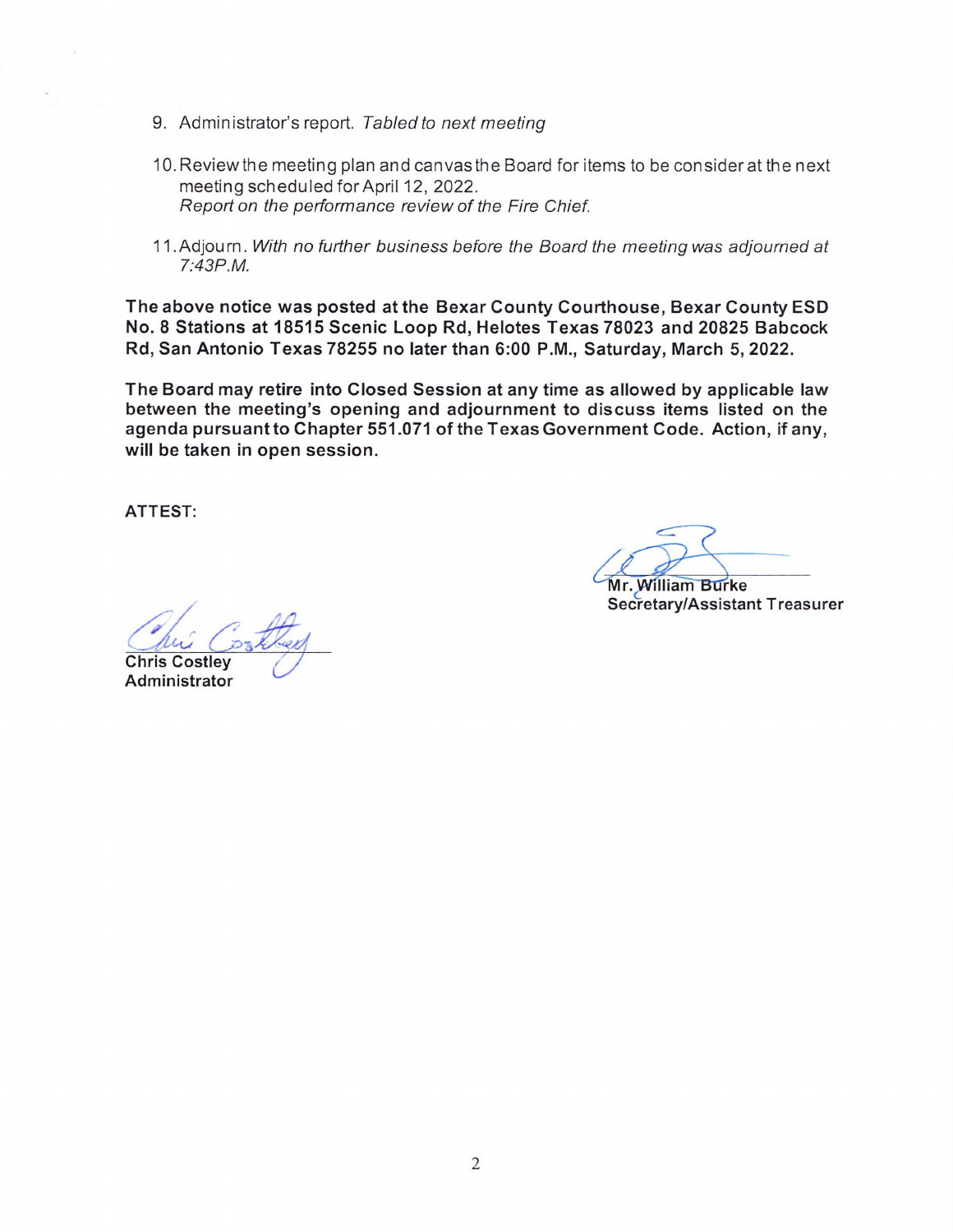9. Administrator's report. *Tabled to next meeting*

10. Review the meeting plan and canvas the Board for items to be consider at the next meeting scheduled for April 12, 2022.
    *Report on the performance review of the Fire Chief.*

11. Adjourn. *With no further business before the Board the meeting was adjourned at 7:43P.M.*

**The above notice was posted at the Bexar County Courthouse, Bexar County ESD No. 8 Stations at 18515 Scenic Loop Rd, Helotes Texas 78023 and 20825 Babcock Rd, San Antonio Texas 78255 no later than 6:00 P.M., Saturday, March 5, 2022.**

**The Board may retire into Closed Session at any time as allowed by applicable law between the meeting's opening and adjournment to discuss items listed on the agenda pursuant to Chapter 551.071 of the Texas Government Code. Action, if any, will be taken in open session.**

**ATTEST:**

**Mr. William Burke**
**Secretary/Assistant Treasurer**

**Chris Costley**
**Administrator**